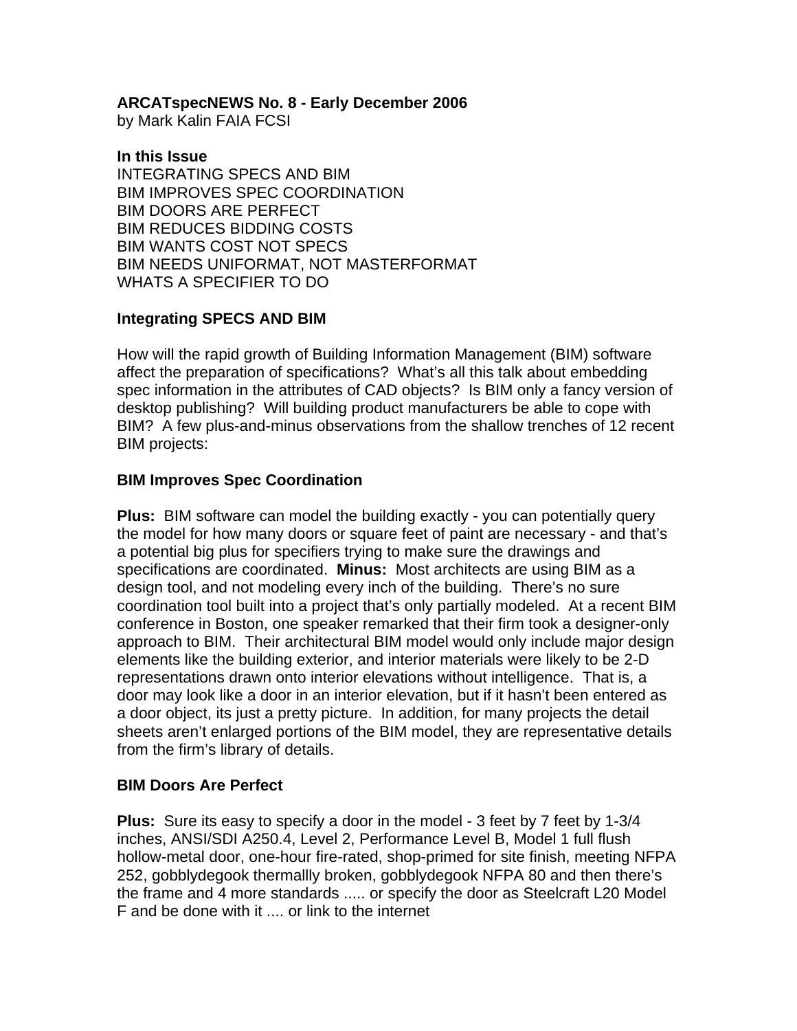**ARCATspecNEWS No. 8 - Early December 2006**
by Mark Kalin FAIA FCSI

**In this Issue**
INTEGRATING SPECS AND BIM
BIM IMPROVES SPEC COORDINATION
BIM DOORS ARE PERFECT
BIM REDUCES BIDDING COSTS
BIM WANTS COST NOT SPECS
BIM NEEDS UNIFORMAT, NOT MASTERFORMAT
WHATS A SPECIFIER TO DO

## Integrating SPECS AND BIM

How will the rapid growth of Building Information Management (BIM) software affect the preparation of specifications? What's all this talk about embedding spec information in the attributes of CAD objects? Is BIM only a fancy version of desktop publishing? Will building product manufacturers be able to cope with BIM? A few plus-and-minus observations from the shallow trenches of 12 recent BIM projects:

## BIM Improves Spec Coordination

**Plus:** BIM software can model the building exactly - you can potentially query the model for how many doors or square feet of paint are necessary - and that's a potential big plus for specifiers trying to make sure the drawings and specifications are coordinated. **Minus:** Most architects are using BIM as a design tool, and not modeling every inch of the building. There's no sure coordination tool built into a project that's only partially modeled. At a recent BIM conference in Boston, one speaker remarked that their firm took a designer-only approach to BIM. Their architectural BIM model would only include major design elements like the building exterior, and interior materials were likely to be 2-D representations drawn onto interior elevations without intelligence. That is, a door may look like a door in an interior elevation, but if it hasn't been entered as a door object, its just a pretty picture. In addition, for many projects the detail sheets aren't enlarged portions of the BIM model, they are representative details from the firm's library of details.

## BIM Doors Are Perfect

**Plus:** Sure its easy to specify a door in the model - 3 feet by 7 feet by 1-3/4 inches, ANSI/SDI A250.4, Level 2, Performance Level B, Model 1 full flush hollow-metal door, one-hour fire-rated, shop-primed for site finish, meeting NFPA 252, gobblydegook thermallly broken, gobblydegook NFPA 80 and then there's the frame and 4 more standards ..... or specify the door as Steelcraft L20 Model F and be done with it .... or link to the internet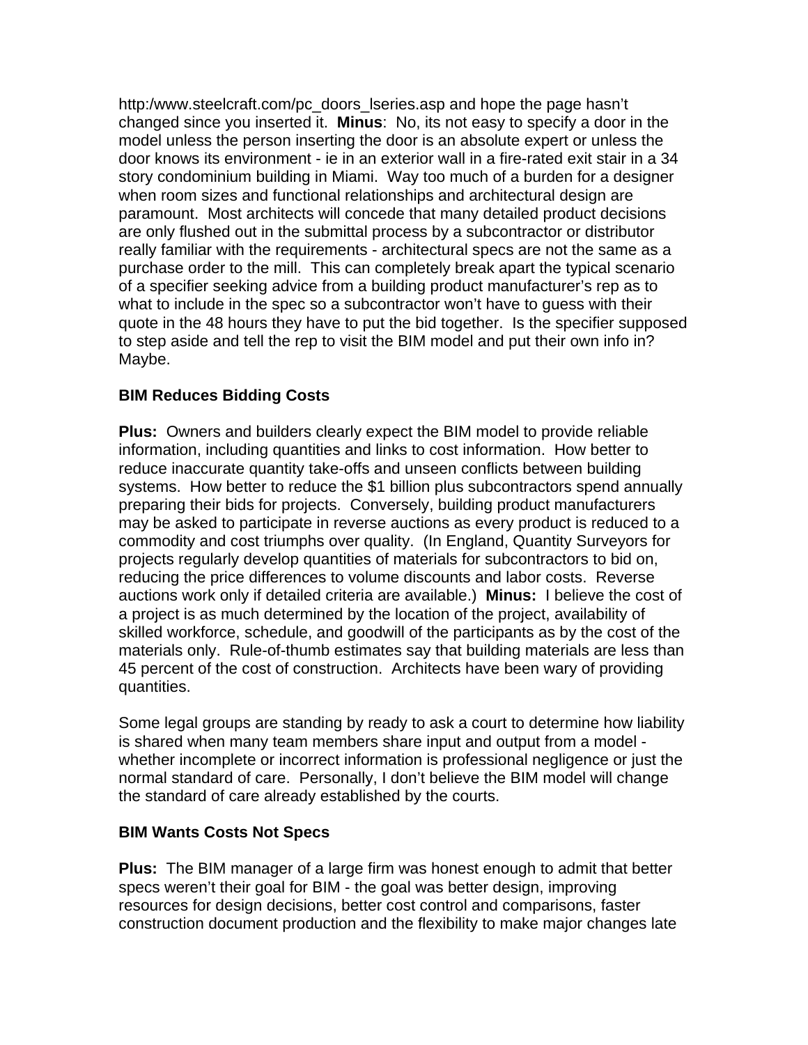http:/www.steelcraft.com/pc_doors_lseries.asp and hope the page hasn't changed since you inserted it. **Minus**: No, its not easy to specify a door in the model unless the person inserting the door is an absolute expert or unless the door knows its environment - ie in an exterior wall in a fire-rated exit stair in a 34 story condominium building in Miami. Way too much of a burden for a designer when room sizes and functional relationships and architectural design are paramount. Most architects will concede that many detailed product decisions are only flushed out in the submittal process by a subcontractor or distributor really familiar with the requirements - architectural specs are not the same as a purchase order to the mill. This can completely break apart the typical scenario of a specifier seeking advice from a building product manufacturer's rep as to what to include in the spec so a subcontractor won't have to guess with their quote in the 48 hours they have to put the bid together. Is the specifier supposed to step aside and tell the rep to visit the BIM model and put their own info in? Maybe.

**BIM Reduces Bidding Costs**

**Plus:** Owners and builders clearly expect the BIM model to provide reliable information, including quantities and links to cost information. How better to reduce inaccurate quantity take-offs and unseen conflicts between building systems. How better to reduce the $1 billion plus subcontractors spend annually preparing their bids for projects. Conversely, building product manufacturers may be asked to participate in reverse auctions as every product is reduced to a commodity and cost triumphs over quality. (In England, Quantity Surveyors for projects regularly develop quantities of materials for subcontractors to bid on, reducing the price differences to volume discounts and labor costs. Reverse auctions work only if detailed criteria are available.) **Minus:** I believe the cost of a project is as much determined by the location of the project, availability of skilled workforce, schedule, and goodwill of the participants as by the cost of the materials only. Rule-of-thumb estimates say that building materials are less than 45 percent of the cost of construction. Architects have been wary of providing quantities.

Some legal groups are standing by ready to ask a court to determine how liability is shared when many team members share input and output from a model - whether incomplete or incorrect information is professional negligence or just the normal standard of care. Personally, I don't believe the BIM model will change the standard of care already established by the courts.

**BIM Wants Costs Not Specs**

**Plus:** The BIM manager of a large firm was honest enough to admit that better specs weren't their goal for BIM - the goal was better design, improving resources for design decisions, better cost control and comparisons, faster construction document production and the flexibility to make major changes late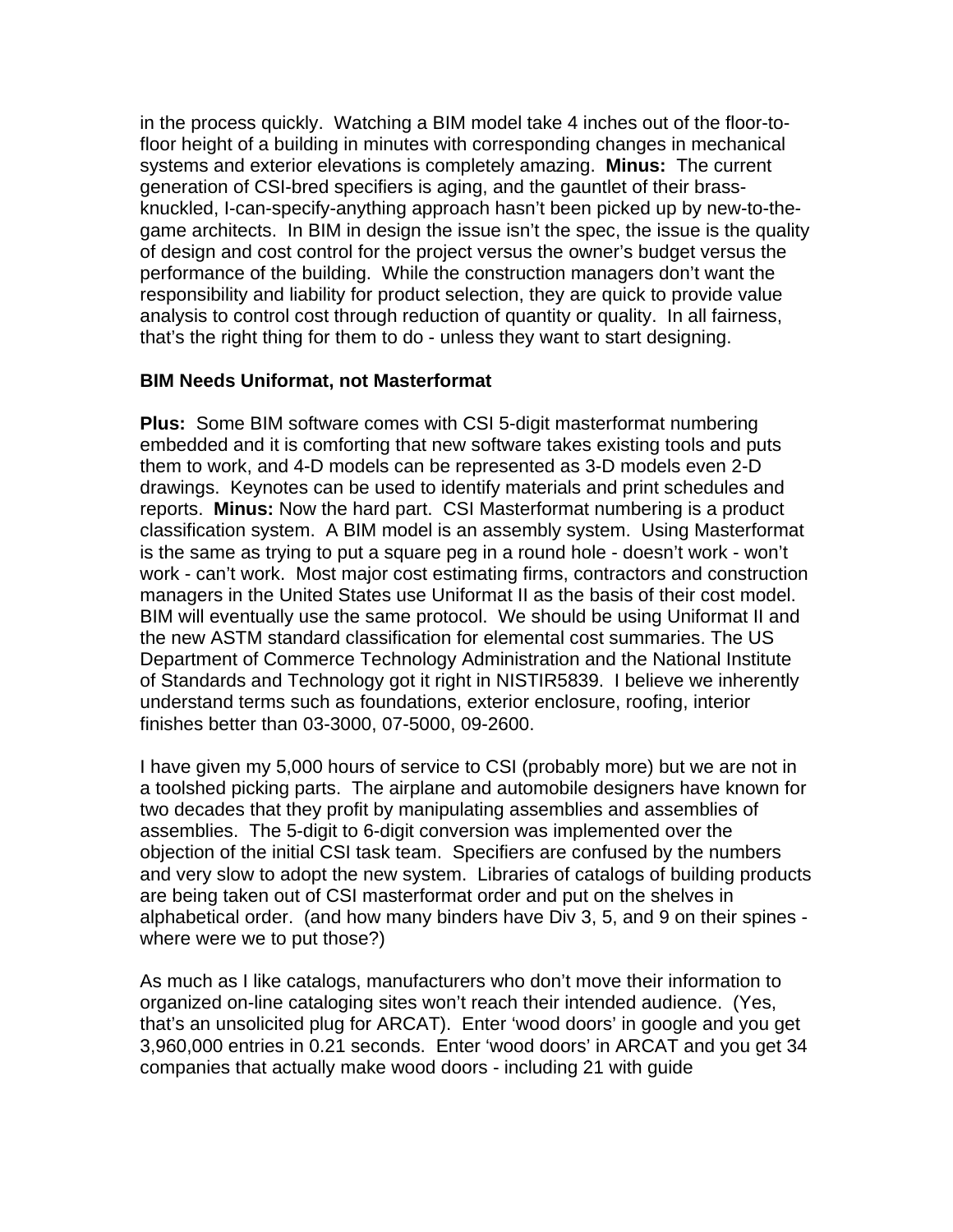in the process quickly. Watching a BIM model take 4 inches out of the floor-to-floor height of a building in minutes with corresponding changes in mechanical systems and exterior elevations is completely amazing. **Minus:** The current generation of CSI-bred specifiers is aging, and the gauntlet of their brass-knuckled, I-can-specify-anything approach hasn't been picked up by new-to-the-game architects. In BIM in design the issue isn't the spec, the issue is the quality of design and cost control for the project versus the owner's budget versus the performance of the building. While the construction managers don't want the responsibility and liability for product selection, they are quick to provide value analysis to control cost through reduction of quantity or quality. In all fairness, that's the right thing for them to do - unless they want to start designing.

**BIM Needs Uniformat, not Masterformat**

**Plus:** Some BIM software comes with CSI 5-digit masterformat numbering embedded and it is comforting that new software takes existing tools and puts them to work, and 4-D models can be represented as 3-D models even 2-D drawings. Keynotes can be used to identify materials and print schedules and reports. **Minus:** Now the hard part. CSI Masterformat numbering is a product classification system. A BIM model is an assembly system. Using Masterformat is the same as trying to put a square peg in a round hole - doesn't work - won't work - can't work. Most major cost estimating firms, contractors and construction managers in the United States use Uniformat II as the basis of their cost model. BIM will eventually use the same protocol. We should be using Uniformat II and the new ASTM standard classification for elemental cost summaries. The US Department of Commerce Technology Administration and the National Institute of Standards and Technology got it right in NISTIR5839. I believe we inherently understand terms such as foundations, exterior enclosure, roofing, interior finishes better than 03-3000, 07-5000, 09-2600.

I have given my 5,000 hours of service to CSI (probably more) but we are not in a toolshed picking parts. The airplane and automobile designers have known for two decades that they profit by manipulating assemblies and assemblies of assemblies. The 5-digit to 6-digit conversion was implemented over the objection of the initial CSI task team. Specifiers are confused by the numbers and very slow to adopt the new system. Libraries of catalogs of building products are being taken out of CSI masterformat order and put on the shelves in alphabetical order. (and how many binders have Div 3, 5, and 9 on their spines - where were we to put those?)

As much as I like catalogs, manufacturers who don't move their information to organized on-line cataloging sites won't reach their intended audience. (Yes, that's an unsolicited plug for ARCAT). Enter 'wood doors' in google and you get 3,960,000 entries in 0.21 seconds. Enter 'wood doors' in ARCAT and you get 34 companies that actually make wood doors - including 21 with guide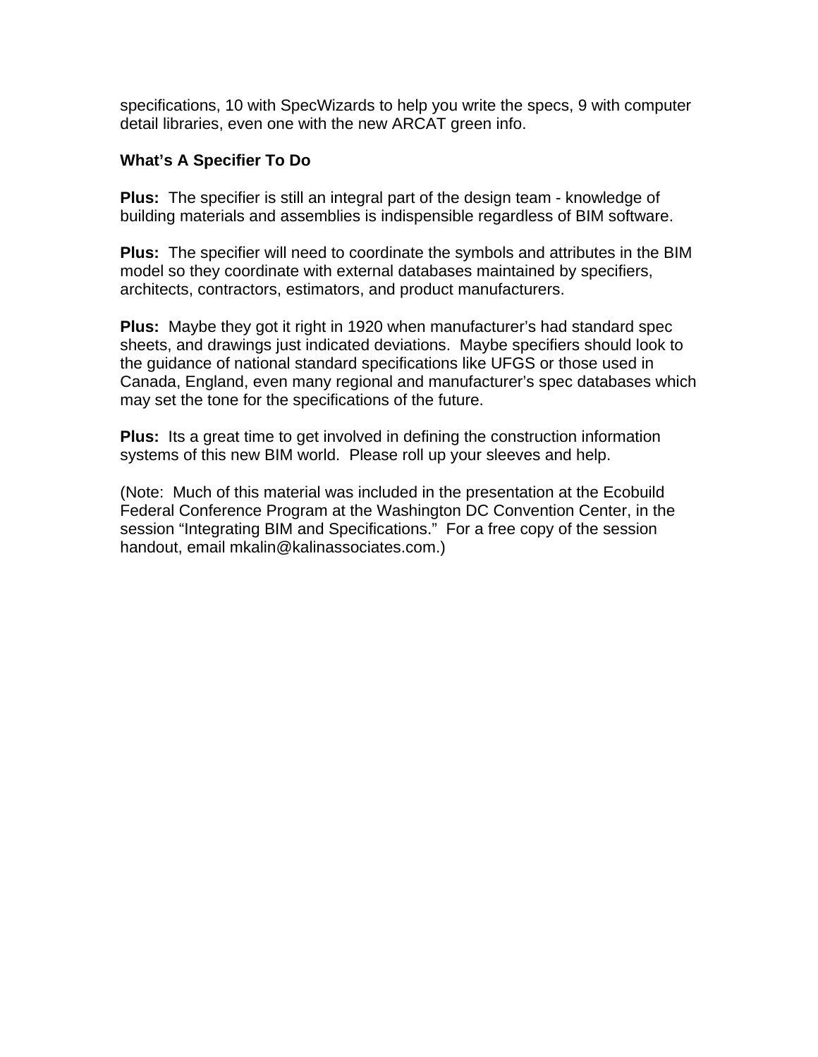specifications, 10 with SpecWizards to help you write the specs, 9 with computer detail libraries, even one with the new ARCAT green info.

**What's A Specifier To Do**

**Plus:** The specifier is still an integral part of the design team - knowledge of building materials and assemblies is indispensible regardless of BIM software.

**Plus:** The specifier will need to coordinate the symbols and attributes in the BIM model so they coordinate with external databases maintained by specifiers, architects, contractors, estimators, and product manufacturers.

**Plus:** Maybe they got it right in 1920 when manufacturer's had standard spec sheets, and drawings just indicated deviations. Maybe specifiers should look to the guidance of national standard specifications like UFGS or those used in Canada, England, even many regional and manufacturer's spec databases which may set the tone for the specifications of the future.

**Plus:** Its a great time to get involved in defining the construction information systems of this new BIM world. Please roll up your sleeves and help.

(Note: Much of this material was included in the presentation at the Ecobuild Federal Conference Program at the Washington DC Convention Center, in the session "Integrating BIM and Specifications." For a free copy of the session handout, email mkalin@kalinassociates.com.)